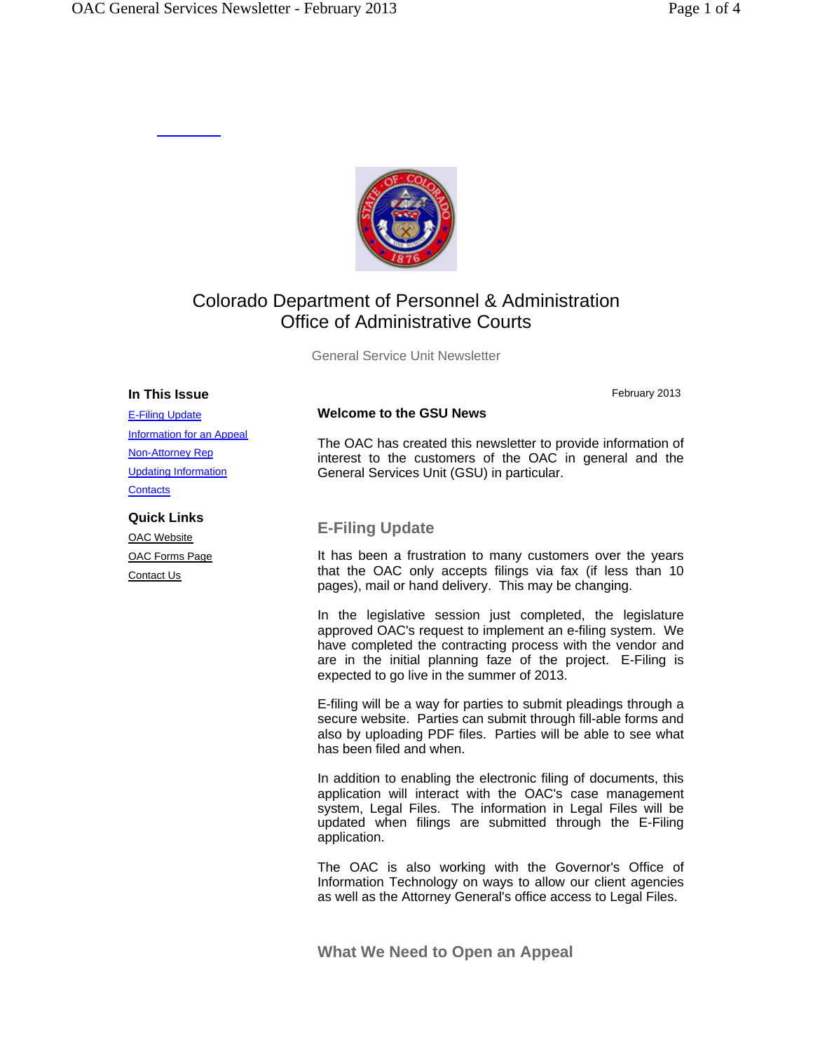# Colorado Department of Personnel & Administration
## Office of Administrative Courts

General Service Unit Newsletter

### In This Issue

- E-Filing Update
- Information for an Appeal
- Non-Attorney Rep
- Updating Information
- Contacts

### Quick Links

- OAC Website
- OAC Forms Page
- Contact Us

February 2013

**Welcome to the GSU News**

The OAC has created this newsletter to provide information of interest to the customers of the OAC in general and the General Services Unit (GSU) in particular.

## E-Filing Update

It has been a frustration to many customers over the years that the OAC only accepts filings via fax (if less than 10 pages), mail or hand delivery. This may be changing.

In the legislative session just completed, the legislature approved OAC's request to implement an e-filing system. We have completed the contracting process with the vendor and are in the initial planning faze of the project. E-Filing is expected to go live in the summer of 2013.

E-filing will be a way for parties to submit pleadings through a secure website. Parties can submit through fill-able forms and also by uploading PDF files. Parties will be able to see what has been filed and when.

In addition to enabling the electronic filing of documents, this application will interact with the OAC's case management system, Legal Files. The information in Legal Files will be updated when filings are submitted through the E-Filing application.

The OAC is also working with the Governor's Office of Information Technology on ways to allow our client agencies as well as the Attorney General's office access to Legal Files.

## What We Need to Open an Appeal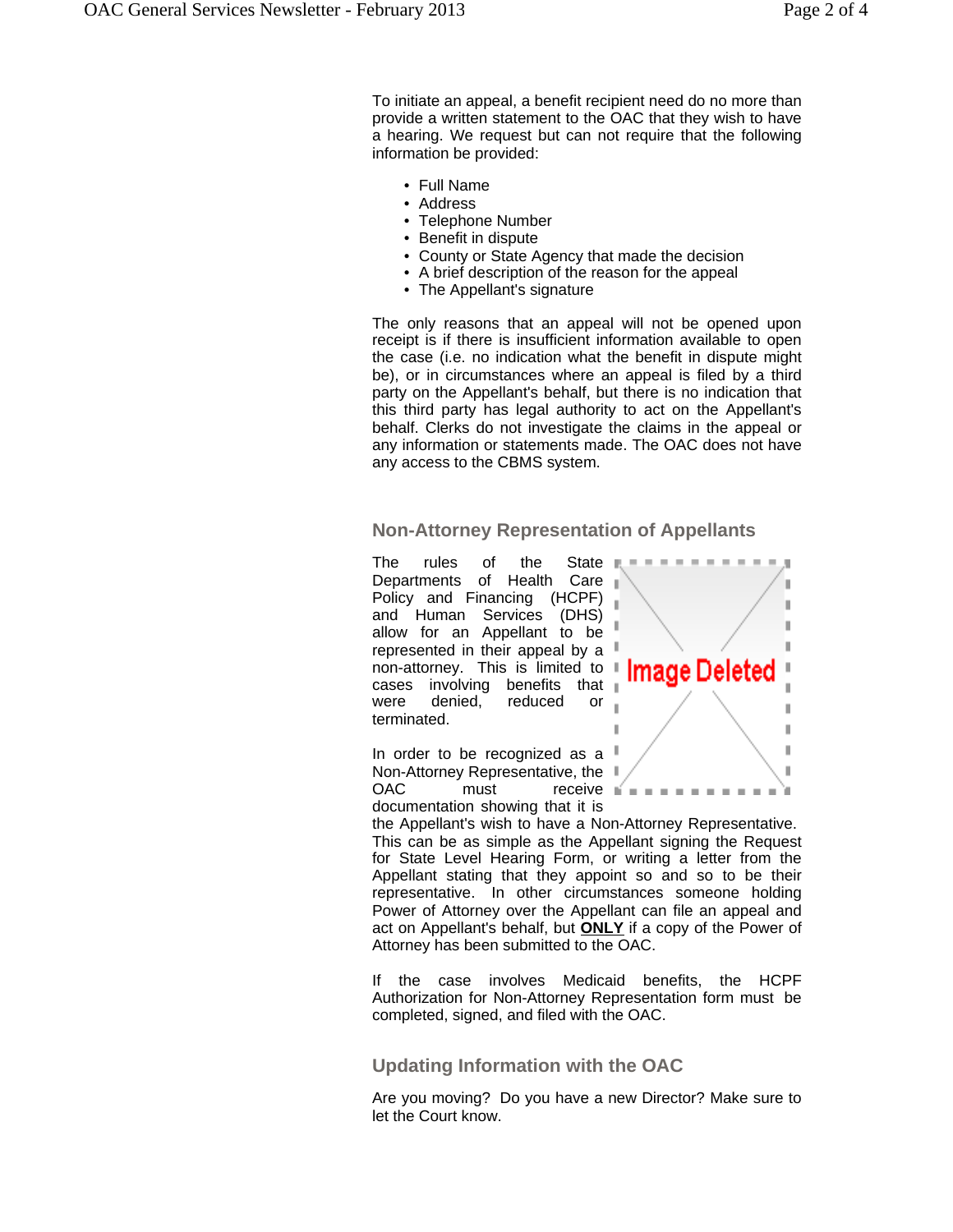To initiate an appeal, a benefit recipient need do no more than provide a written statement to the OAC that they wish to have a hearing. We request but can not require that the following information be provided:

- Full Name
- Address
- Telephone Number
- Benefit in dispute
- County or State Agency that made the decision
- A brief description of the reason for the appeal
- The Appellant's signature

The only reasons that an appeal will not be opened upon receipt is if there is insufficient information available to open the case (i.e. no indication what the benefit in dispute might be), or in circumstances where an appeal is filed by a third party on the Appellant's behalf, but there is no indication that this third party has legal authority to act on the Appellant's behalf. Clerks do not investigate the claims in the appeal or any information or statements made. The OAC does not have any access to the CBMS system.

## Non-Attorney Representation of Appellants

The rules of the State Departments of Health Care Policy and Financing (HCPF) and Human Services (DHS) allow for an Appellant to be represented in their appeal by a non-attorney. This is limited to cases involving benefits that were denied, reduced or terminated.

In order to be recognized as a Non-Attorney Representative, the OAC must receive documentation showing that it is the Appellant's wish to have a Non-Attorney Representative. This can be as simple as the Appellant signing the Request for State Level Hearing Form, or writing a letter from the Appellant stating that they appoint so and so to be their representative. In other circumstances someone holding Power of Attorney over the Appellant can file an appeal and act on Appellant's behalf, but **ONLY** if a copy of the Power of Attorney has been submitted to the OAC.

If the case involves Medicaid benefits, the HCPF Authorization for Non-Attorney Representation form must be completed, signed, and filed with the OAC.

## Updating Information with the OAC

Are you moving? Do you have a new Director? Make sure to let the Court know.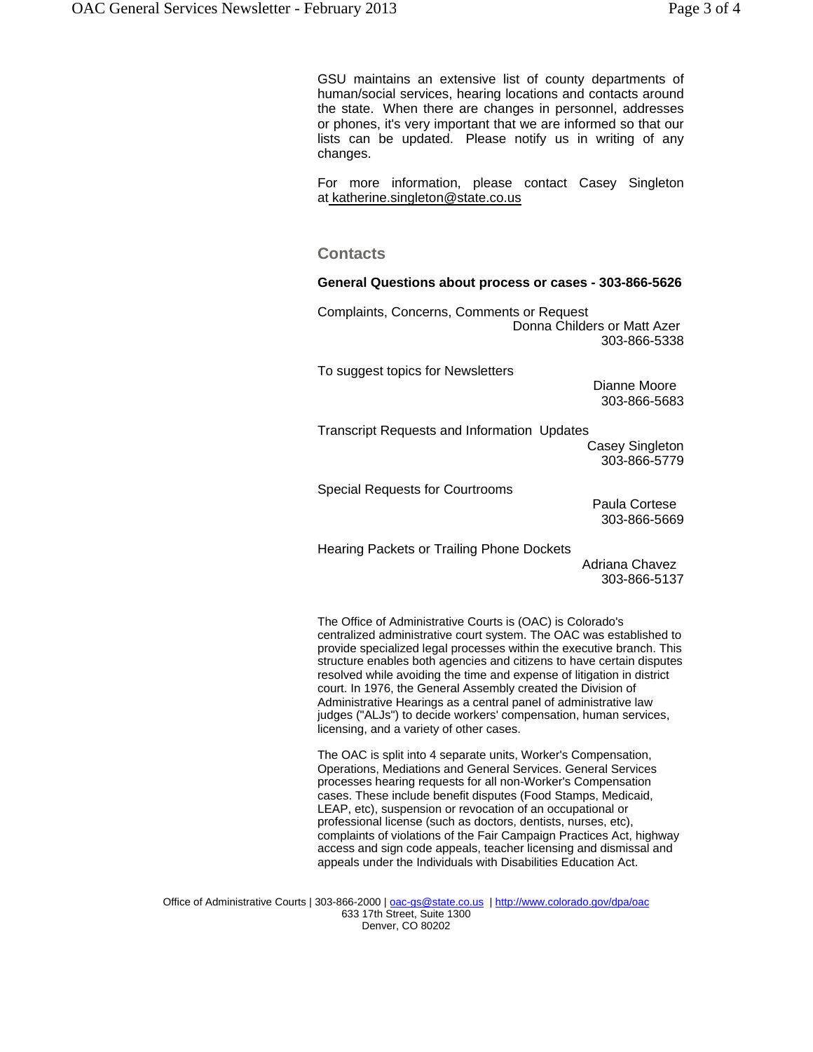GSU maintains an extensive list of county departments of human/social services, hearing locations and contacts around the state. When there are changes in personnel, addresses or phones, it's very important that we are informed so that our lists can be updated. Please notify us in writing of any changes.

For more information, please contact Casey Singleton at katherine.singleton@state.co.us

## Contacts

**General Questions about process or cases - 303-866-5626**

Complaints, Concerns, Comments or Request
Donna Childers or Matt Azer
303-866-5338

To suggest topics for Newsletters
Dianne Moore
303-866-5683

Transcript Requests and Information Updates
Casey Singleton
303-866-5779

Special Requests for Courtrooms
Paula Cortese
303-866-5669

Hearing Packets or Trailing Phone Dockets
Adriana Chavez
303-866-5137

The Office of Administrative Courts is (OAC) is Colorado's centralized administrative court system. The OAC was established to provide specialized legal processes within the executive branch. This structure enables both agencies and citizens to have certain disputes resolved while avoiding the time and expense of litigation in district court. In 1976, the General Assembly created the Division of Administrative Hearings as a central panel of administrative law judges ("ALJs") to decide workers' compensation, human services, licensing, and a variety of other cases.

The OAC is split into 4 separate units, Worker's Compensation, Operations, Mediations and General Services. General Services processes hearing requests for all non-Worker's Compensation cases. These include benefit disputes (Food Stamps, Medicaid, LEAP, etc), suspension or revocation of an occupational or professional license (such as doctors, dentists, nurses, etc), complaints of violations of the Fair Campaign Practices Act, highway access and sign code appeals, teacher licensing and dismissal and appeals under the Individuals with Disabilities Education Act.

Office of Administrative Courts | 303-866-2000 | oac-gs@state.co.us | http://www.colorado.gov/dpa/oac
633 17th Street, Suite 1300
Denver, CO 80202